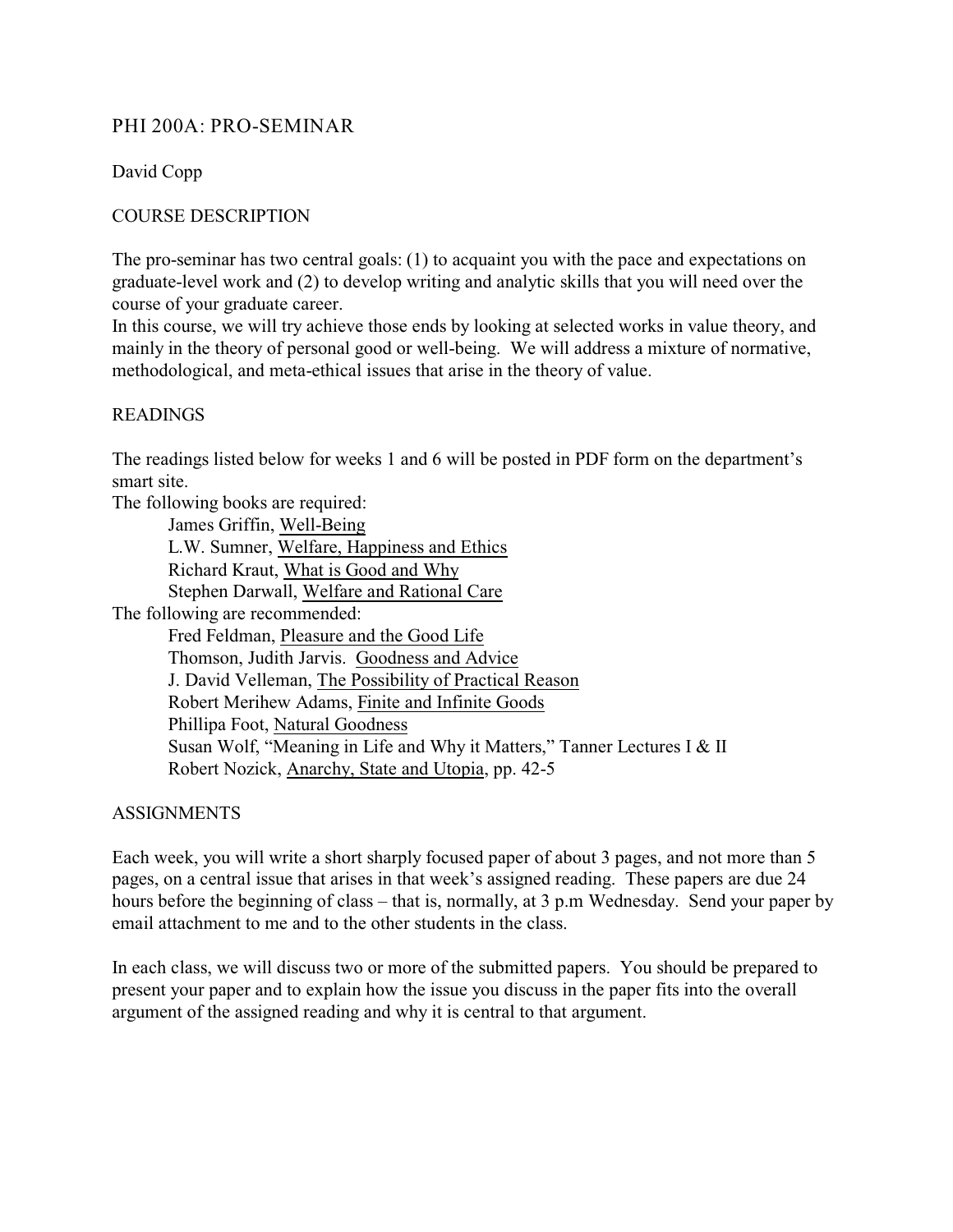# PHI 200A: PRO-SEMINAR

David Copp

## COURSE DESCRIPTION

The pro-seminar has two central goals: (1) to acquaint you with the pace and expectations on graduate-level work and (2) to develop writing and analytic skills that you will need over the course of your graduate career.
In this course, we will try achieve those ends by looking at selected works in value theory, and mainly in the theory of personal good or well-being. We will address a mixture of normative, methodological, and meta-ethical issues that arise in the theory of value.

## READINGS

The readings listed below for weeks 1 and 6 will be posted in PDF form on the department's smart site.
The following books are required:

- James Griffin, Well-Being
- L.W. Sumner, Welfare, Happiness and Ethics
- Richard Kraut, What is Good and Why
- Stephen Darwall, Welfare and Rational Care

The following are recommended:

- Fred Feldman, Pleasure and the Good Life
- Thomson, Judith Jarvis. Goodness and Advice
- J. David Velleman, The Possibility of Practical Reason
- Robert Merihew Adams, Finite and Infinite Goods
- Phillipa Foot, Natural Goodness
- Susan Wolf, "Meaning in Life and Why it Matters," Tanner Lectures I & II
- Robert Nozick, Anarchy, State and Utopia, pp. 42-5

## ASSIGNMENTS

Each week, you will write a short sharply focused paper of about 3 pages, and not more than 5 pages, on a central issue that arises in that week's assigned reading. These papers are due 24 hours before the beginning of class – that is, normally, at 3 p.m Wednesday. Send your paper by email attachment to me and to the other students in the class.

In each class, we will discuss two or more of the submitted papers. You should be prepared to present your paper and to explain how the issue you discuss in the paper fits into the overall argument of the assigned reading and why it is central to that argument.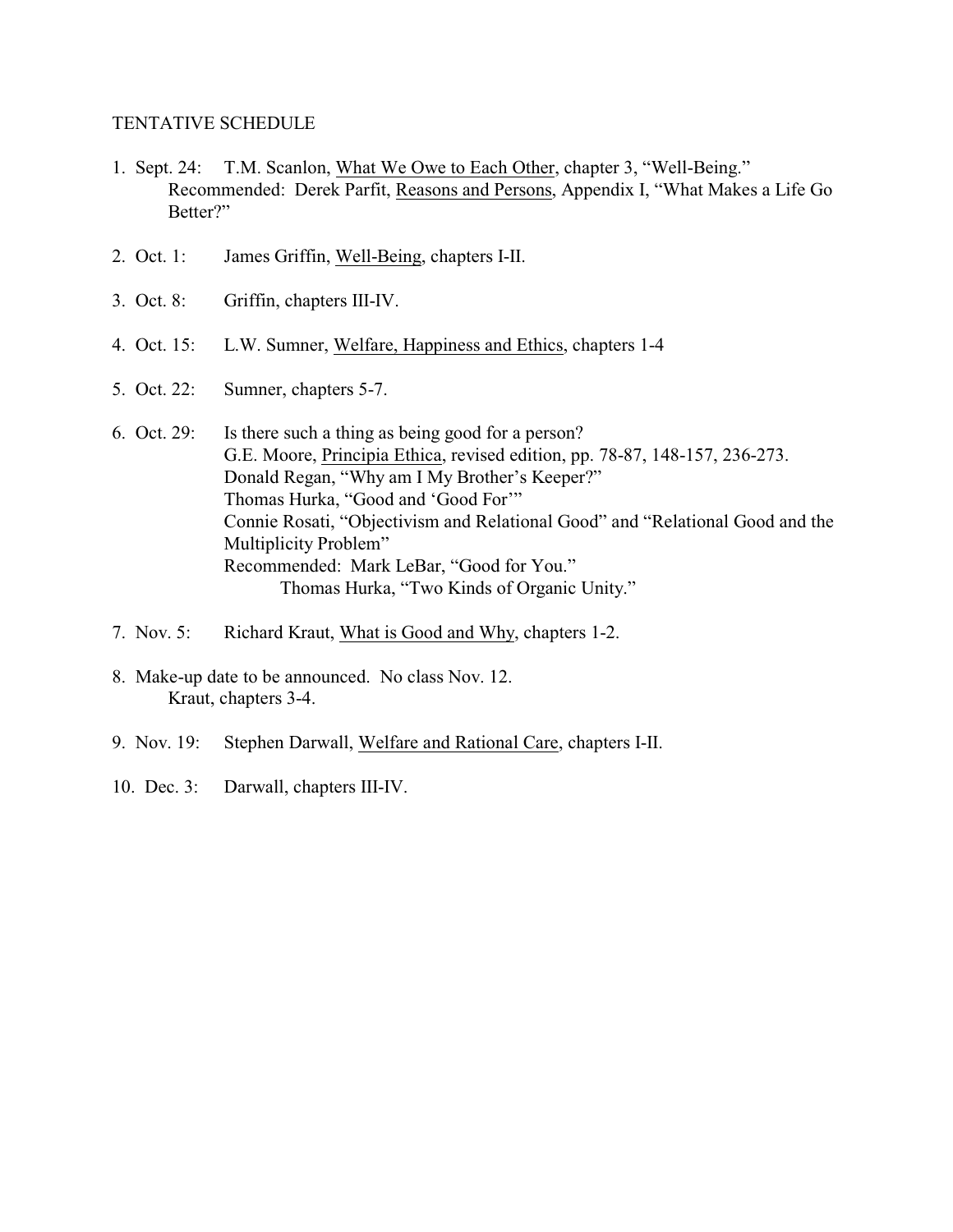TENTATIVE SCHEDULE

1. Sept. 24: T.M. Scanlon, <u>What We Owe to Each Other</u>, chapter 3, "Well-Being."
   Recommended: Derek Parfit, <u>Reasons and Persons</u>, Appendix I, "What Makes a Life Go Better?"

2. Oct. 1: James Griffin, <u>Well-Being</u>, chapters I-II.

3. Oct. 8: Griffin, chapters III-IV.

4. Oct. 15: L.W. Sumner, <u>Welfare, Happiness and Ethics</u>, chapters 1-4

5. Oct. 22: Sumner, chapters 5-7.

6. Oct. 29: Is there such a thing as being good for a person?
   G.E. Moore, <u>Principia Ethica</u>, revised edition, pp. 78-87, 148-157, 236-273.
   Donald Regan, "Why am I My Brother's Keeper?"
   Thomas Hurka, "Good and 'Good For'"
   Connie Rosati, "Objectivism and Relational Good" and "Relational Good and the Multiplicity Problem"
   Recommended: Mark LeBar, "Good for You."
   Thomas Hurka, "Two Kinds of Organic Unity."

7. Nov. 5: Richard Kraut, <u>What is Good and Why</u>, chapters 1-2.

8. Make-up date to be announced. No class Nov. 12.
   Kraut, chapters 3-4.

9. Nov. 19: Stephen Darwall, <u>Welfare and Rational Care</u>, chapters I-II.

10. Dec. 3: Darwall, chapters III-IV.